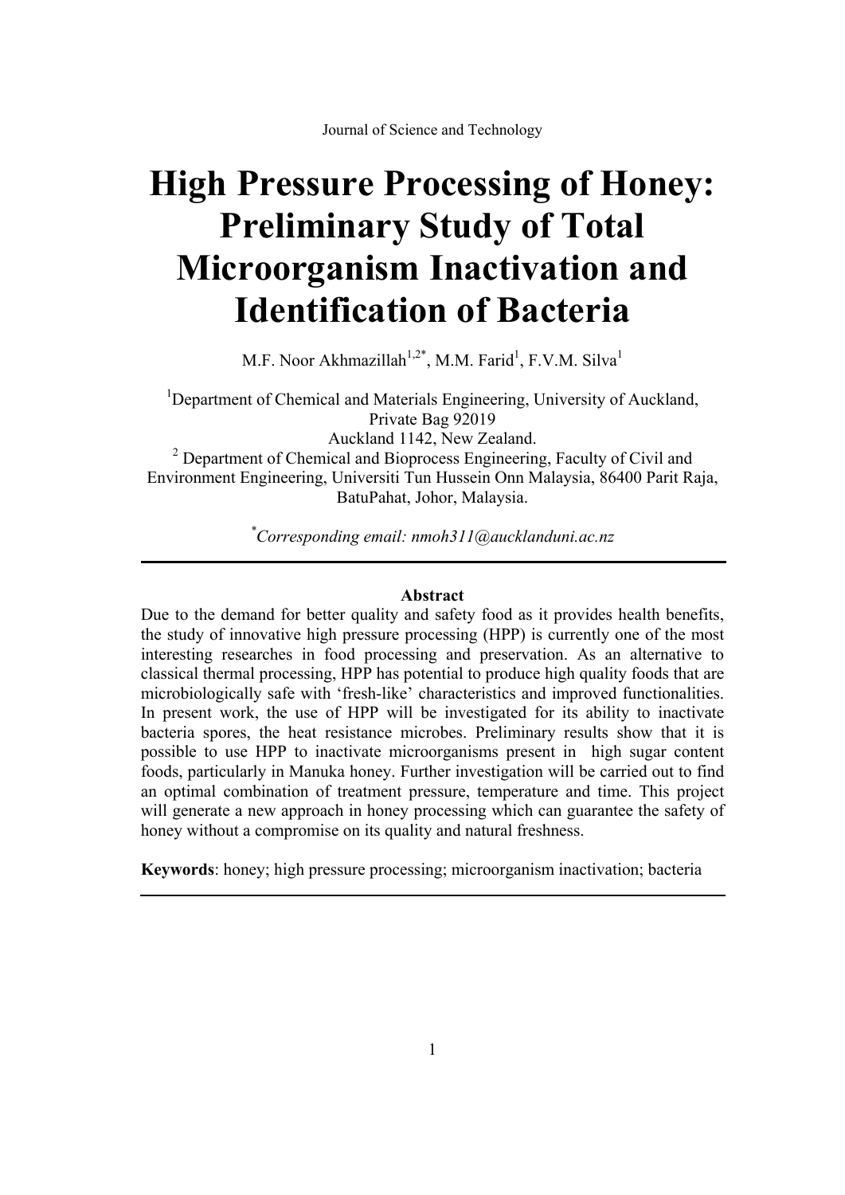# High Pressure Processing of Honey: Preliminary Study of Total Microorganism Inactivation and Identification of Bacteria

M.F. Noor Akhmazillah[1,2*], M.M. Farid[1], F.V.M. Silva[1]

[1]Department of Chemical and Materials Engineering, University of Auckland, Private Bag 92019
Auckland 1142, New Zealand.
[2] Department of Chemical and Bioprocess Engineering, Faculty of Civil and Environment Engineering, Universiti Tun Hussein Onn Malaysia, 86400 Parit Raja, BatuPahat, Johor, Malaysia.

[*]*Corresponding email: nmoh311@aucklanduni.ac.nz*

---

**Abstract**

Due to the demand for better quality and safety food as it provides health benefits, the study of innovative high pressure processing (HPP) is currently one of the most interesting researches in food processing and preservation. As an alternative to classical thermal processing, HPP has potential to produce high quality foods that are microbiologically safe with 'fresh-like' characteristics and improved functionalities. In present work, the use of HPP will be investigated for its ability to inactivate bacteria spores, the heat resistance microbes. Preliminary results show that it is possible to use HPP to inactivate microorganisms present in high sugar content foods, particularly in Manuka honey. Further investigation will be carried out to find an optimal combination of treatment pressure, temperature and time. This project will generate a new approach in honey processing which can guarantee the safety of honey without a compromise on its quality and natural freshness.

**Keywords**: honey; high pressure processing; microorganism inactivation; bacteria

---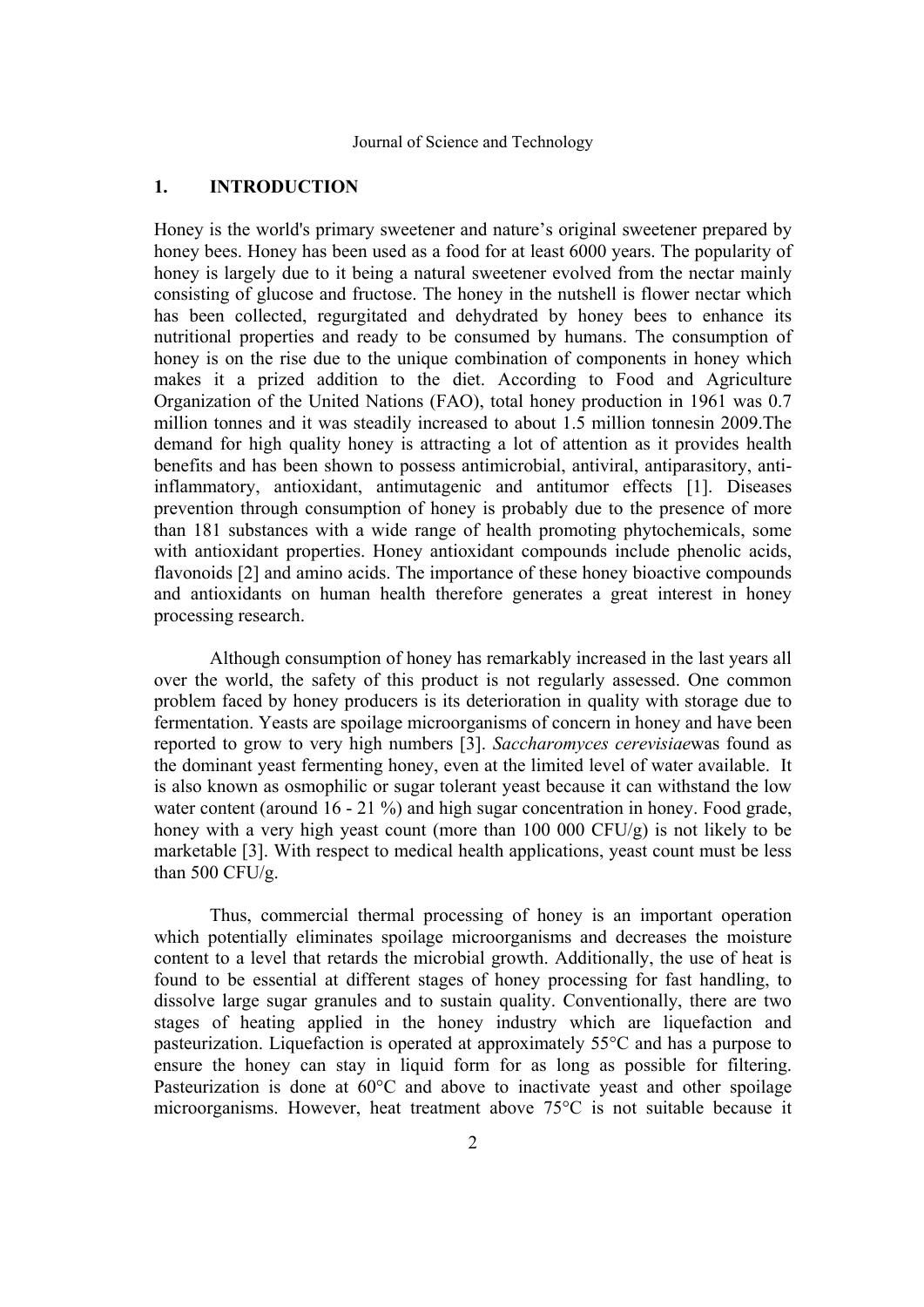## 1. INTRODUCTION

Honey is the world's primary sweetener and nature's original sweetener prepared by honey bees. Honey has been used as a food for at least 6000 years. The popularity of honey is largely due to it being a natural sweetener evolved from the nectar mainly consisting of glucose and fructose. The honey in the nutshell is flower nectar which has been collected, regurgitated and dehydrated by honey bees to enhance its nutritional properties and ready to be consumed by humans. The consumption of honey is on the rise due to the unique combination of components in honey which makes it a prized addition to the diet. According to Food and Agriculture Organization of the United Nations (FAO), total honey production in 1961 was 0.7 million tonnes and it was steadily increased to about 1.5 million tonnesin 2009.The demand for high quality honey is attracting a lot of attention as it provides health benefits and has been shown to possess antimicrobial, antiviral, antiparasitory, anti-inflammatory, antioxidant, antimutagenic and antitumor effects [1]. Diseases prevention through consumption of honey is probably due to the presence of more than 181 substances with a wide range of health promoting phytochemicals, some with antioxidant properties. Honey antioxidant compounds include phenolic acids, flavonoids [2] and amino acids. The importance of these honey bioactive compounds and antioxidants on human health therefore generates a great interest in honey processing research.

Although consumption of honey has remarkably increased in the last years all over the world, the safety of this product is not regularly assessed. One common problem faced by honey producers is its deterioration in quality with storage due to fermentation. Yeasts are spoilage microorganisms of concern in honey and have been reported to grow to very high numbers [3]. *Saccharomyces cerevisiae*was found as the dominant yeast fermenting honey, even at the limited level of water available. It is also known as osmophilic or sugar tolerant yeast because it can withstand the low water content (around 16 - 21 %) and high sugar concentration in honey. Food grade, honey with a very high yeast count (more than 100 000 CFU/g) is not likely to be marketable [3]. With respect to medical health applications, yeast count must be less than 500 CFU/g.

Thus, commercial thermal processing of honey is an important operation which potentially eliminates spoilage microorganisms and decreases the moisture content to a level that retards the microbial growth. Additionally, the use of heat is found to be essential at different stages of honey processing for fast handling, to dissolve large sugar granules and to sustain quality. Conventionally, there are two stages of heating applied in the honey industry which are liquefaction and pasteurization. Liquefaction is operated at approximately 55°C and has a purpose to ensure the honey can stay in liquid form for as long as possible for filtering. Pasteurization is done at 60°C and above to inactivate yeast and other spoilage microorganisms. However, heat treatment above 75°C is not suitable because it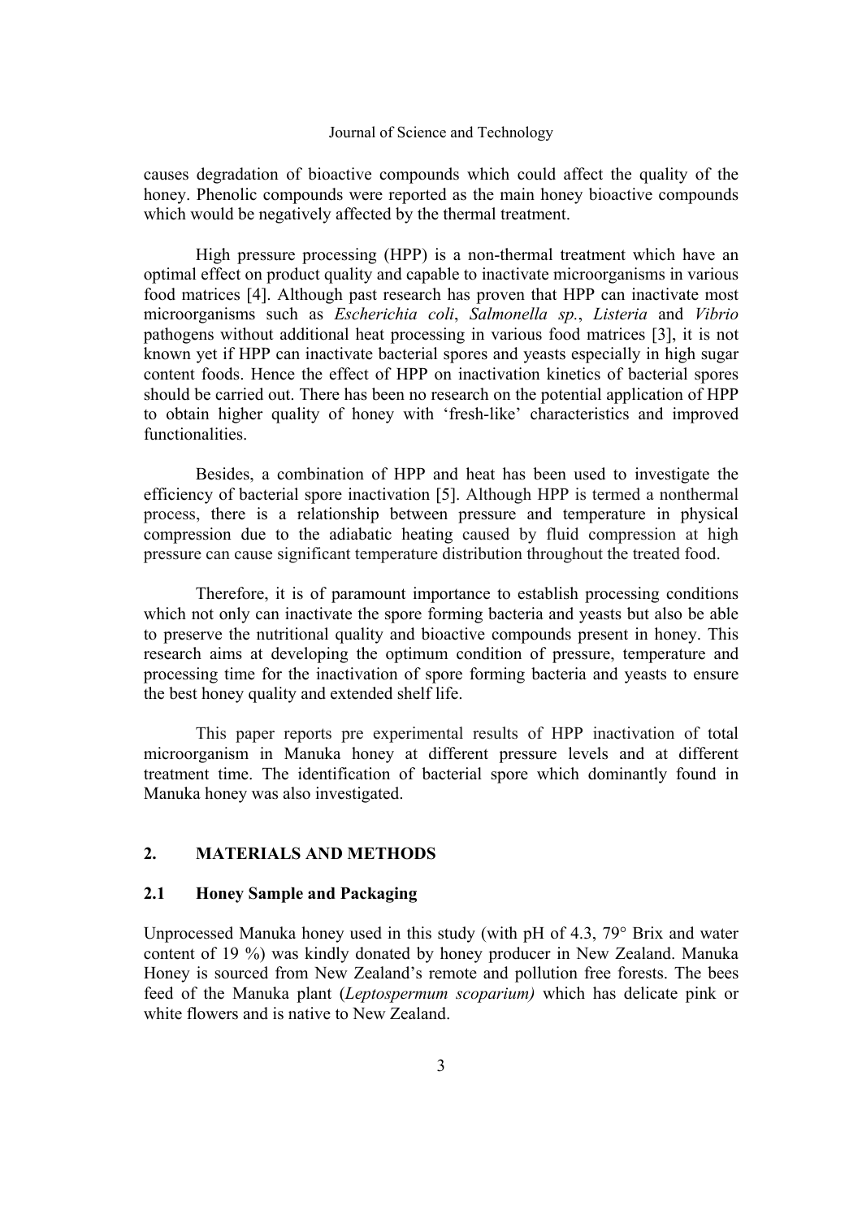causes degradation of bioactive compounds which could affect the quality of the honey. Phenolic compounds were reported as the main honey bioactive compounds which would be negatively affected by the thermal treatment.

High pressure processing (HPP) is a non-thermal treatment which have an optimal effect on product quality and capable to inactivate microorganisms in various food matrices [4]. Although past research has proven that HPP can inactivate most microorganisms such as *Escherichia coli*, *Salmonella sp.*, *Listeria* and *Vibrio* pathogens without additional heat processing in various food matrices [3], it is not known yet if HPP can inactivate bacterial spores and yeasts especially in high sugar content foods. Hence the effect of HPP on inactivation kinetics of bacterial spores should be carried out. There has been no research on the potential application of HPP to obtain higher quality of honey with 'fresh-like' characteristics and improved functionalities.

Besides, a combination of HPP and heat has been used to investigate the efficiency of bacterial spore inactivation [5]. Although HPP is termed a nonthermal process, there is a relationship between pressure and temperature in physical compression due to the adiabatic heating caused by fluid compression at high pressure can cause significant temperature distribution throughout the treated food.

Therefore, it is of paramount importance to establish processing conditions which not only can inactivate the spore forming bacteria and yeasts but also be able to preserve the nutritional quality and bioactive compounds present in honey. This research aims at developing the optimum condition of pressure, temperature and processing time for the inactivation of spore forming bacteria and yeasts to ensure the best honey quality and extended shelf life.

This paper reports pre experimental results of HPP inactivation of total microorganism in Manuka honey at different pressure levels and at different treatment time. The identification of bacterial spore which dominantly found in Manuka honey was also investigated.

## 2. MATERIALS AND METHODS

### 2.1 Honey Sample and Packaging

Unprocessed Manuka honey used in this study (with pH of 4.3, 79° Brix and water content of 19 %) was kindly donated by honey producer in New Zealand. Manuka Honey is sourced from New Zealand's remote and pollution free forests. The bees feed of the Manuka plant (*Leptospermum scoparium)* which has delicate pink or white flowers and is native to New Zealand.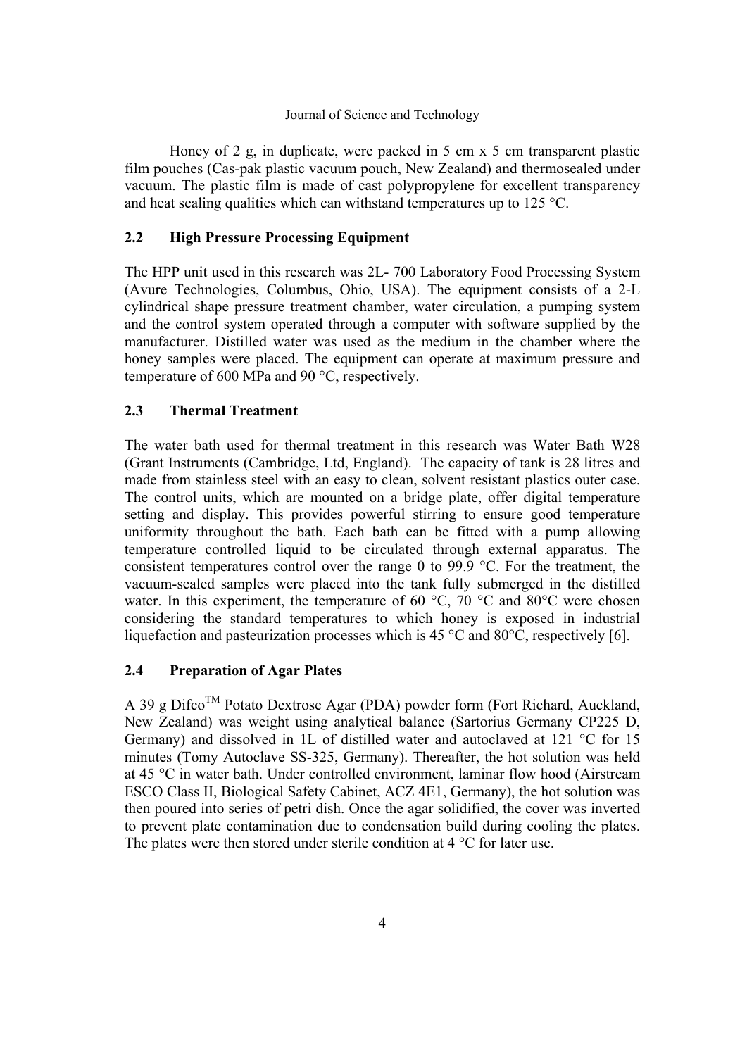Honey of 2 g, in duplicate, were packed in 5 cm x 5 cm transparent plastic film pouches (Cas-pak plastic vacuum pouch, New Zealand) and thermosealed under vacuum. The plastic film is made of cast polypropylene for excellent transparency and heat sealing qualities which can withstand temperatures up to 125 °C.

## 2.2 High Pressure Processing Equipment

The HPP unit used in this research was 2L- 700 Laboratory Food Processing System (Avure Technologies, Columbus, Ohio, USA). The equipment consists of a 2-L cylindrical shape pressure treatment chamber, water circulation, a pumping system and the control system operated through a computer with software supplied by the manufacturer. Distilled water was used as the medium in the chamber where the honey samples were placed. The equipment can operate at maximum pressure and temperature of 600 MPa and 90 °C, respectively.

## 2.3 Thermal Treatment

The water bath used for thermal treatment in this research was Water Bath W28 (Grant Instruments (Cambridge, Ltd, England). The capacity of tank is 28 litres and made from stainless steel with an easy to clean, solvent resistant plastics outer case. The control units, which are mounted on a bridge plate, offer digital temperature setting and display. This provides powerful stirring to ensure good temperature uniformity throughout the bath. Each bath can be fitted with a pump allowing temperature controlled liquid to be circulated through external apparatus. The consistent temperatures control over the range 0 to 99.9 °C. For the treatment, the vacuum-sealed samples were placed into the tank fully submerged in the distilled water. In this experiment, the temperature of 60 °C, 70 °C and 80°C were chosen considering the standard temperatures to which honey is exposed in industrial liquefaction and pasteurization processes which is 45 °C and 80°C, respectively [6].

## 2.4 Preparation of Agar Plates

A 39 g Difco™ Potato Dextrose Agar (PDA) powder form (Fort Richard, Auckland, New Zealand) was weight using analytical balance (Sartorius Germany CP225 D, Germany) and dissolved in 1L of distilled water and autoclaved at 121 °C for 15 minutes (Tomy Autoclave SS-325, Germany). Thereafter, the hot solution was held at 45 °C in water bath. Under controlled environment, laminar flow hood (Airstream ESCO Class II, Biological Safety Cabinet, ACZ 4E1, Germany), the hot solution was then poured into series of petri dish. Once the agar solidified, the cover was inverted to prevent plate contamination due to condensation build during cooling the plates. The plates were then stored under sterile condition at 4 °C for later use.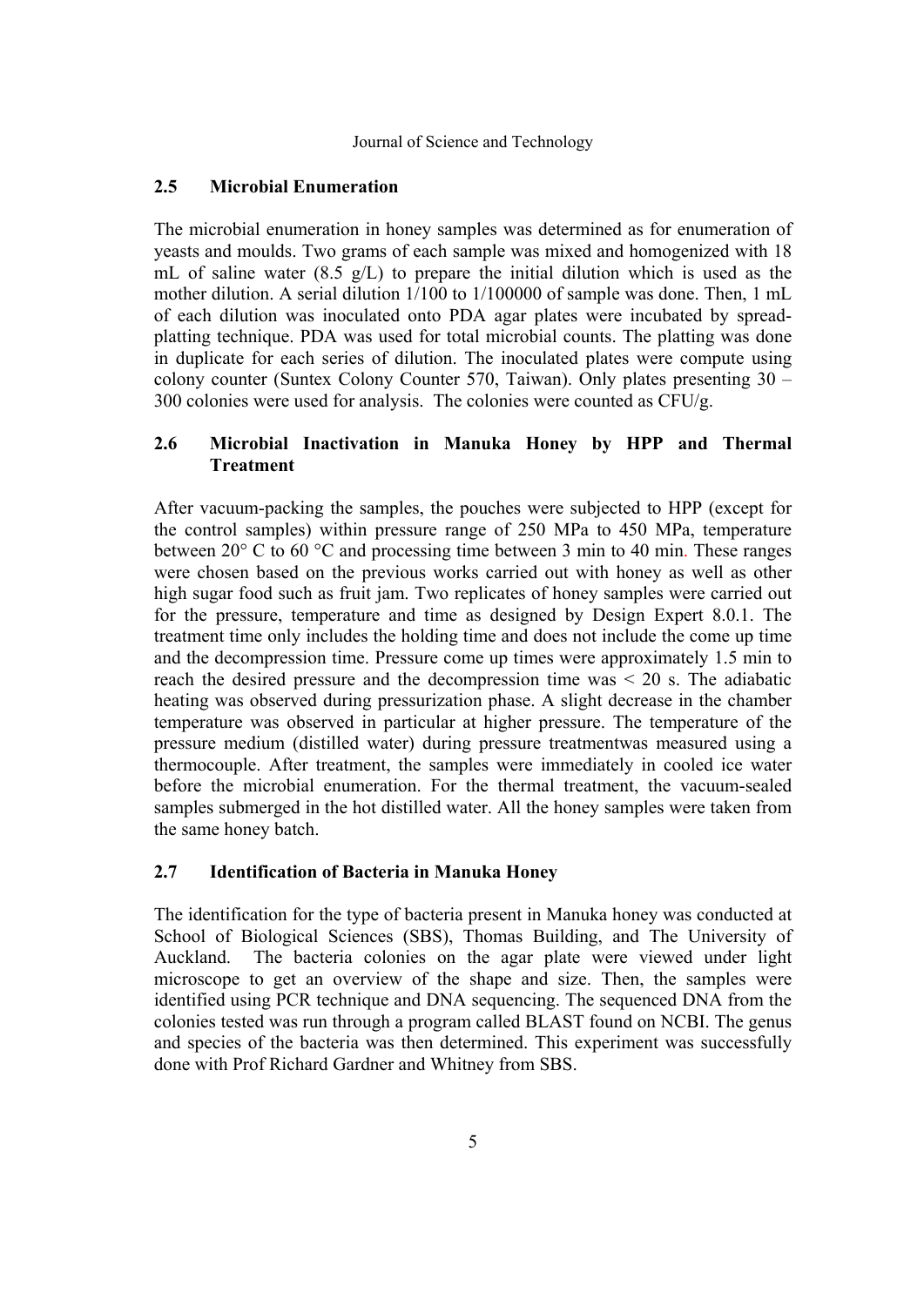## 2.5 Microbial Enumeration

The microbial enumeration in honey samples was determined as for enumeration of yeasts and moulds. Two grams of each sample was mixed and homogenized with 18 mL of saline water (8.5 g/L) to prepare the initial dilution which is used as the mother dilution. A serial dilution 1/100 to 1/100000 of sample was done. Then, 1 mL of each dilution was inoculated onto PDA agar plates were incubated by spread-platting technique. PDA was used for total microbial counts. The platting was done in duplicate for each series of dilution. The inoculated plates were compute using colony counter (Suntex Colony Counter 570, Taiwan). Only plates presenting 30 – 300 colonies were used for analysis. The colonies were counted as CFU/g.

## 2.6 Microbial Inactivation in Manuka Honey by HPP and Thermal Treatment

After vacuum-packing the samples, the pouches were subjected to HPP (except for the control samples) within pressure range of 250 MPa to 450 MPa, temperature between 20° C to 60 °C and processing time between 3 min to 40 min. These ranges were chosen based on the previous works carried out with honey as well as other high sugar food such as fruit jam. Two replicates of honey samples were carried out for the pressure, temperature and time as designed by Design Expert 8.0.1. The treatment time only includes the holding time and does not include the come up time and the decompression time. Pressure come up times were approximately 1.5 min to reach the desired pressure and the decompression time was < 20 s. The adiabatic heating was observed during pressurization phase. A slight decrease in the chamber temperature was observed in particular at higher pressure. The temperature of the pressure medium (distilled water) during pressure treatmentwas measured using a thermocouple. After treatment, the samples were immediately in cooled ice water before the microbial enumeration. For the thermal treatment, the vacuum-sealed samples submerged in the hot distilled water. All the honey samples were taken from the same honey batch.

## 2.7 Identification of Bacteria in Manuka Honey

The identification for the type of bacteria present in Manuka honey was conducted at School of Biological Sciences (SBS), Thomas Building, and The University of Auckland. The bacteria colonies on the agar plate were viewed under light microscope to get an overview of the shape and size. Then, the samples were identified using PCR technique and DNA sequencing. The sequenced DNA from the colonies tested was run through a program called BLAST found on NCBI. The genus and species of the bacteria was then determined. This experiment was successfully done with Prof Richard Gardner and Whitney from SBS.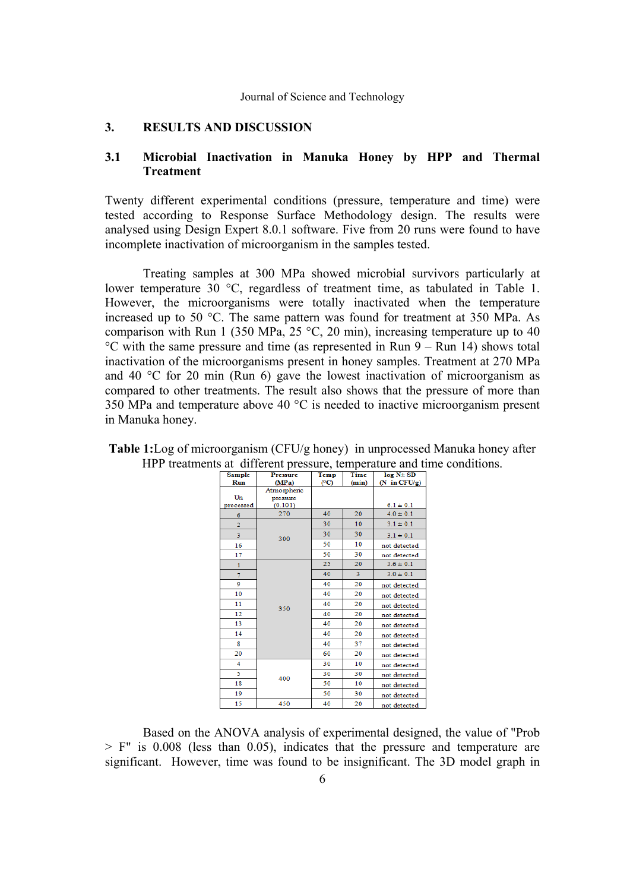## 3. RESULTS AND DISCUSSION

### 3.1 Microbial Inactivation in Manuka Honey by HPP and Thermal Treatment

Twenty different experimental conditions (pressure, temperature and time) were tested according to Response Surface Methodology design. The results were analysed using Design Expert 8.0.1 software. Five from 20 runs were found to have incomplete inactivation of microorganism in the samples tested.

Treating samples at 300 MPa showed microbial survivors particularly at lower temperature 30 °C, regardless of treatment time, as tabulated in Table 1. However, the microorganisms were totally inactivated when the temperature increased up to 50 °C. The same pattern was found for treatment at 350 MPa. As comparison with Run 1 (350 MPa, 25 °C, 20 min), increasing temperature up to 40 °C with the same pressure and time (as represented in Run 9 – Run 14) shows total inactivation of the microorganisms present in honey samples. Treatment at 270 MPa and 40 °C for 20 min (Run 6) gave the lowest inactivation of microorganism as compared to other treatments. The result also shows that the pressure of more than 350 MPa and temperature above 40 °C is needed to inactive microorganism present in Manuka honey.

**Table 1:** Log of microorganism (CFU/g honey) in unprocessed Manuka honey after HPP treatments at different pressure, temperature and time conditions.

| Sample Run | Pressure (MPa) | Temp (°C) | Time (min) | log N ± SD (N in CFU/g) |
|---|---|---|---|---|
| Un processed | Atmospheric pressure (0.101) | | | 6.1 ± 0.1 |
| 6 | 270 | 40 | 20 | 4.0 ± 0.1 |
| 2 | 300 | 30 | 10 | 3.1 ± 0.1 |
| 3 | | 30 | 30 | 3.1 ± 0.1 |
| 16 | | 50 | 10 | not detected |
| 17 | | 50 | 30 | not detected |
| 1 | 350 | 25 | 20 | 3.6 ± 0.1 |
| 7 | | 40 | 3 | 3.0 ± 0.1 |
| 9 | | 40 | 20 | not detected |
| 10 | | 40 | 20 | not detected |
| 11 | | 40 | 20 | not detected |
| 12 | | 40 | 20 | not detected |
| 13 | | 40 | 20 | not detected |
| 14 | | 40 | 20 | not detected |
| 8 | | 40 | 37 | not detected |
| 20 | | 60 | 20 | not detected |
| 4 | 400 | 30 | 10 | not detected |
| 5 | | 30 | 30 | not detected |
| 18 | | 50 | 10 | not detected |
| 19 | | 50 | 30 | not detected |
| 15 | 450 | 40 | 20 | not detected |

Based on the ANOVA analysis of experimental designed, the value of "Prob > F" is 0.008 (less than 0.05), indicates that the pressure and temperature are significant. However, time was found to be insignificant. The 3D model graph in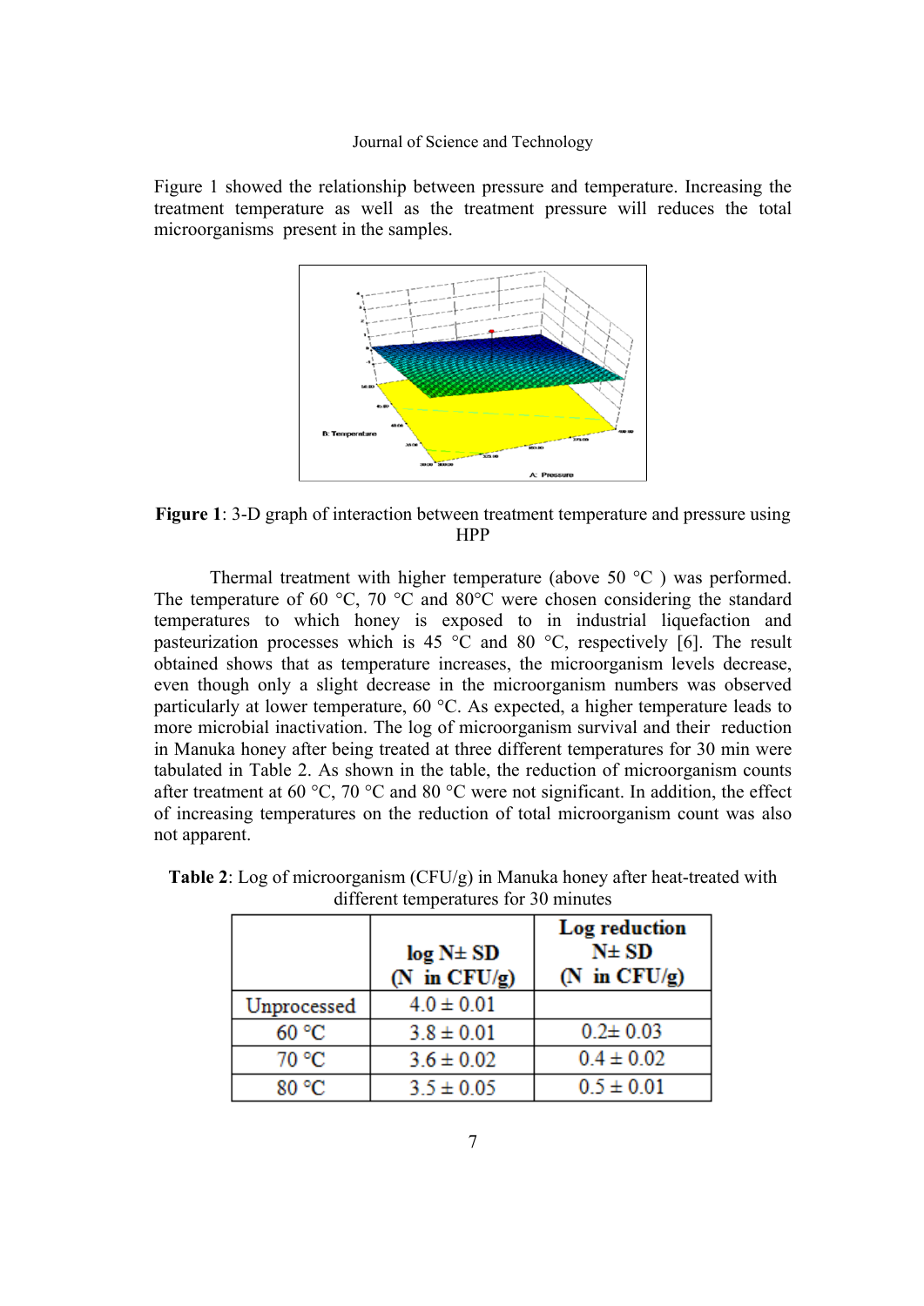Figure 1 showed the relationship between pressure and temperature. Increasing the treatment temperature as well as the treatment pressure will reduces the total microorganisms present in the samples.

**Figure 1**: 3-D graph of interaction between treatment temperature and pressure using HPP

Thermal treatment with higher temperature (above 50 °C ) was performed. The temperature of 60 °C, 70 °C and 80°C were chosen considering the standard temperatures to which honey is exposed to in industrial liquefaction and pasteurization processes which is 45 °C and 80 °C, respectively [6]. The result obtained shows that as temperature increases, the microorganism levels decrease, even though only a slight decrease in the microorganism numbers was observed particularly at lower temperature, 60 °C. As expected, a higher temperature leads to more microbial inactivation. The log of microorganism survival and their reduction in Manuka honey after being treated at three different temperatures for 30 min were tabulated in Table 2. As shown in the table, the reduction of microorganism counts after treatment at 60 °C, 70 °C and 80 °C were not significant. In addition, the effect of increasing temperatures on the reduction of total microorganism count was also not apparent.

**Table 2**: Log of microorganism (CFU/g) in Manuka honey after heat-treated with different temperatures for 30 minutes

| | **log N± SD (N in CFU/g)** | **Log reduction N± SD (N in CFU/g)** |
|---|---|---|
| Unprocessed | 4.0 ± 0.01 | |
| 60 °C | 3.8 ± 0.01 | 0.2± 0.03 |
| 70 °C | 3.6 ± 0.02 | 0.4 ± 0.02 |
| 80 °C | 3.5 ± 0.05 | 0.5 ± 0.01 |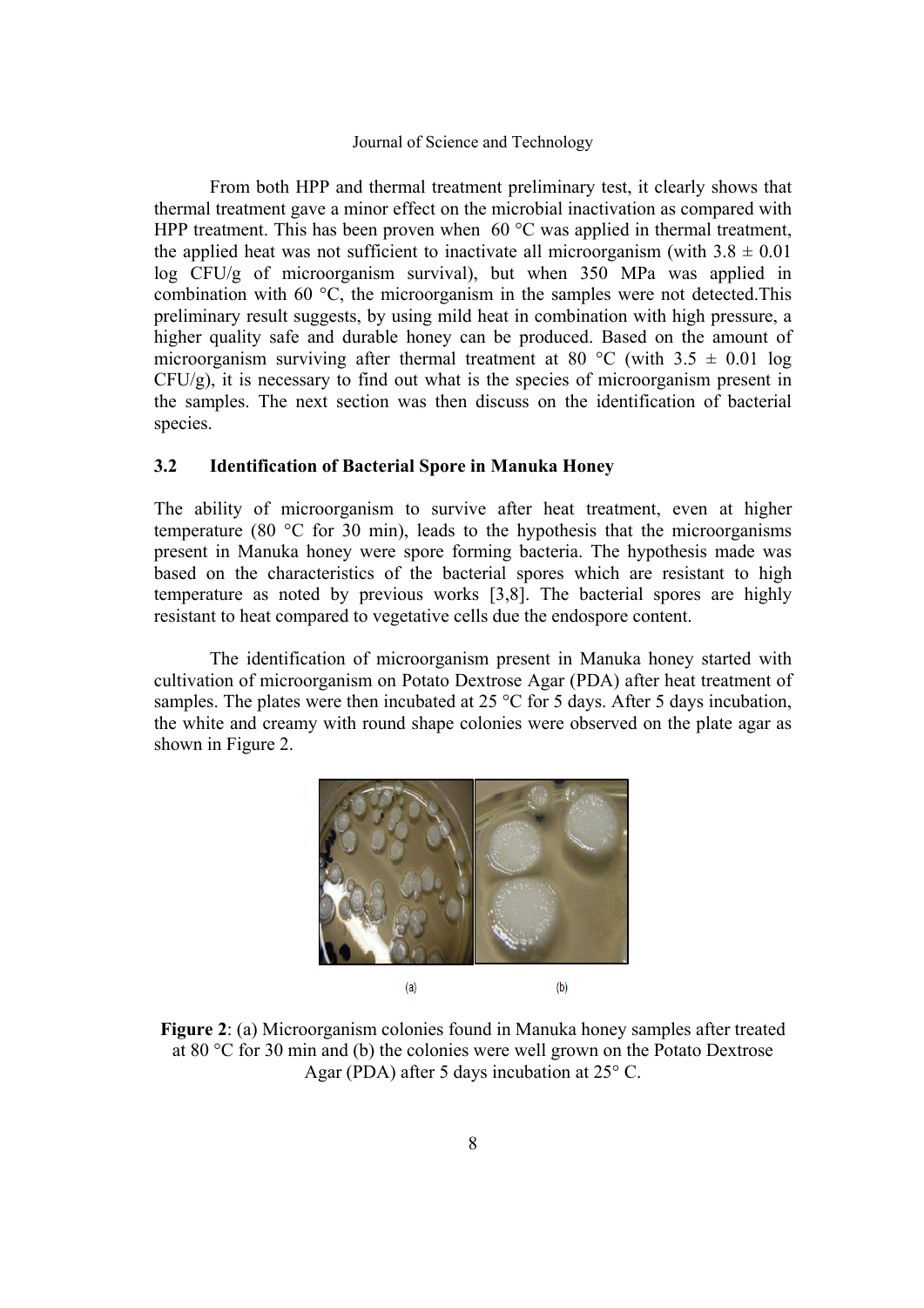From both HPP and thermal treatment preliminary test, it clearly shows that thermal treatment gave a minor effect on the microbial inactivation as compared with HPP treatment. This has been proven when 60 °C was applied in thermal treatment, the applied heat was not sufficient to inactivate all microorganism (with 3.8 ± 0.01 log CFU/g of microorganism survival), but when 350 MPa was applied in combination with 60 °C, the microorganism in the samples were not detected.This preliminary result suggests, by using mild heat in combination with high pressure, a higher quality safe and durable honey can be produced. Based on the amount of microorganism surviving after thermal treatment at 80 °C (with 3.5 ± 0.01 log CFU/g), it is necessary to find out what is the species of microorganism present in the samples. The next section was then discuss on the identification of bacterial species.

### 3.2 Identification of Bacterial Spore in Manuka Honey

The ability of microorganism to survive after heat treatment, even at higher temperature (80 °C for 30 min), leads to the hypothesis that the microorganisms present in Manuka honey were spore forming bacteria. The hypothesis made was based on the characteristics of the bacterial spores which are resistant to high temperature as noted by previous works [3,8]. The bacterial spores are highly resistant to heat compared to vegetative cells due the endospore content.

The identification of microorganism present in Manuka honey started with cultivation of microorganism on Potato Dextrose Agar (PDA) after heat treatment of samples. The plates were then incubated at 25 °C for 5 days. After 5 days incubation, the white and creamy with round shape colonies were observed on the plate agar as shown in Figure 2.

(a) (b)

**Figure 2**: (a) Microorganism colonies found in Manuka honey samples after treated at 80 °C for 30 min and (b) the colonies were well grown on the Potato Dextrose Agar (PDA) after 5 days incubation at 25° C.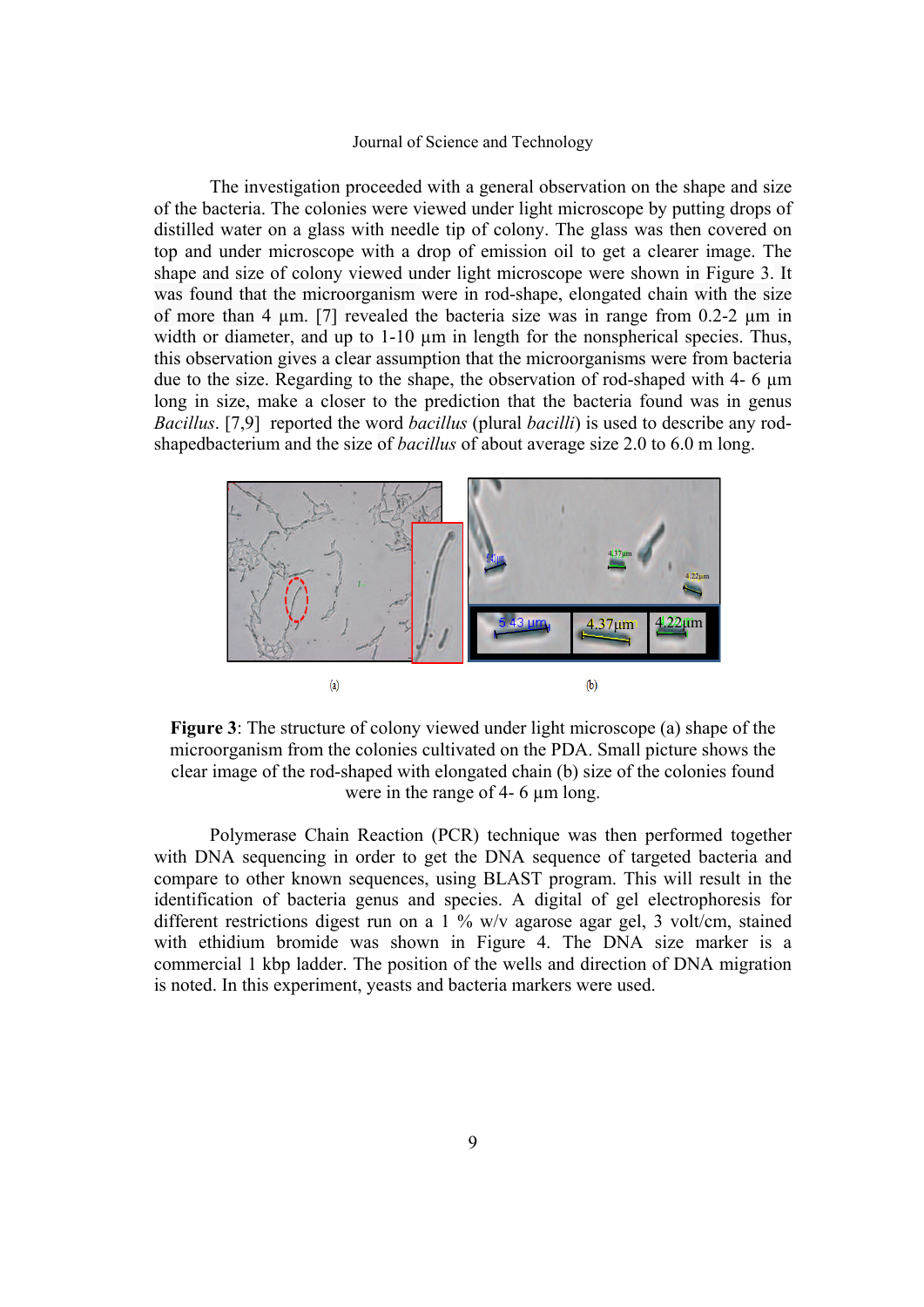The investigation proceeded with a general observation on the shape and size of the bacteria. The colonies were viewed under light microscope by putting drops of distilled water on a glass with needle tip of colony. The glass was then covered on top and under microscope with a drop of emission oil to get a clearer image. The shape and size of colony viewed under light microscope were shown in Figure 3. It was found that the microorganism were in rod-shape, elongated chain with the size of more than 4 µm. [7] revealed the bacteria size was in range from 0.2-2 µm in width or diameter, and up to 1-10 µm in length for the nonspherical species. Thus, this observation gives a clear assumption that the microorganisms were from bacteria due to the size. Regarding to the shape, the observation of rod-shaped with 4- 6 µm long in size, make a closer to the prediction that the bacteria found was in genus *Bacillus*. [7,9] reported the word *bacillus* (plural *bacilli*) is used to describe any rod-shapedbacterium and the size of *bacillus* of about average size 2.0 to 6.0 m long.

(a) (b)

**Figure 3**: The structure of colony viewed under light microscope (a) shape of the microorganism from the colonies cultivated on the PDA. Small picture shows the clear image of the rod-shaped with elongated chain (b) size of the colonies found were in the range of 4- 6 µm long.

Polymerase Chain Reaction (PCR) technique was then performed together with DNA sequencing in order to get the DNA sequence of targeted bacteria and compare to other known sequences, using BLAST program. This will result in the identification of bacteria genus and species. A digital of gel electrophoresis for different restrictions digest run on a 1 % w/v agarose agar gel, 3 volt/cm, stained with ethidium bromide was shown in Figure 4. The DNA size marker is a commercial 1 kbp ladder. The position of the wells and direction of DNA migration is noted. In this experiment, yeasts and bacteria markers were used.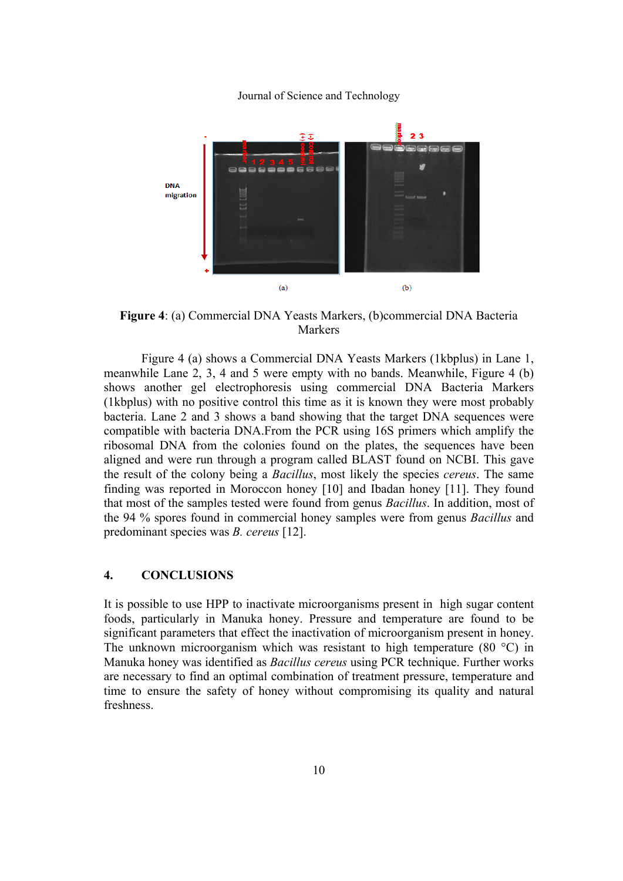**Figure 4**: (a) Commercial DNA Yeasts Markers, (b)commercial DNA Bacteria Markers

Figure 4 (a) shows a Commercial DNA Yeasts Markers (1kbplus) in Lane 1, meanwhile Lane 2, 3, 4 and 5 were empty with no bands. Meanwhile, Figure 4 (b) shows another gel electrophoresis using commercial DNA Bacteria Markers (1kbplus) with no positive control this time as it is known they were most probably bacteria. Lane 2 and 3 shows a band showing that the target DNA sequences were compatible with bacteria DNA.From the PCR using 16S primers which amplify the ribosomal DNA from the colonies found on the plates, the sequences have been aligned and were run through a program called BLAST found on NCBI. This gave the result of the colony being a *Bacillus*, most likely the species *cereus*. The same finding was reported in Moroccon honey [10] and Ibadan honey [11]. They found that most of the samples tested were found from genus *Bacillus*. In addition, most of the 94 % spores found in commercial honey samples were from genus *Bacillus* and predominant species was *B. cereus* [12].

## 4. CONCLUSIONS

It is possible to use HPP to inactivate microorganisms present in high sugar content foods, particularly in Manuka honey. Pressure and temperature are found to be significant parameters that effect the inactivation of microorganism present in honey. The unknown microorganism which was resistant to high temperature (80 °C) in Manuka honey was identified as *Bacillus cereus* using PCR technique. Further works are necessary to find an optimal combination of treatment pressure, temperature and time to ensure the safety of honey without compromising its quality and natural freshness.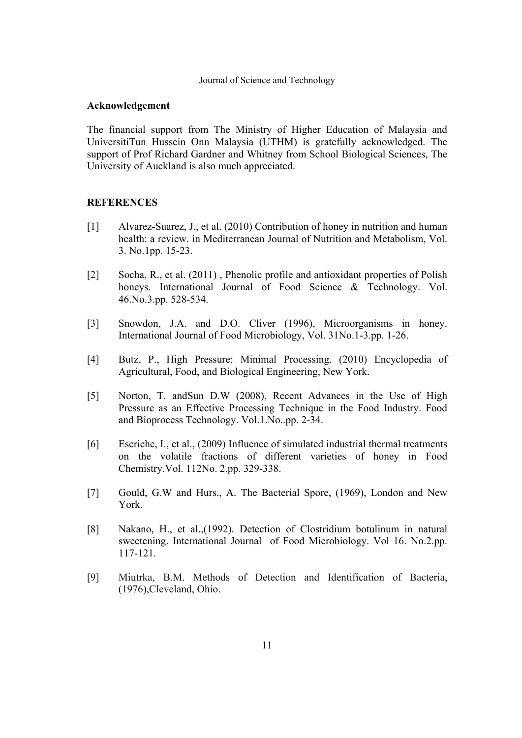## Acknowledgement

The financial support from The Ministry of Higher Education of Malaysia and UniversitiTun Hussein Onn Malaysia (UTHM) is gratefully acknowledged. The support of Prof Richard Gardner and Whitney from School Biological Sciences, The University of Auckland is also much appreciated.

## REFERENCES

[1] Alvarez-Suarez, J., et al. (2010) Contribution of honey in nutrition and human health: a review. in Mediterranean Journal of Nutrition and Metabolism, Vol. 3. No.1pp. 15-23.

[2] Socha, R., et al. (2011) , Phenolic profile and antioxidant properties of Polish honeys. International Journal of Food Science & Technology. Vol. 46.No.3.pp. 528-534.

[3] Snowdon, J.A. and D.O. Cliver (1996), Microorganisms in honey. International Journal of Food Microbiology, Vol. 31No.1-3.pp. 1-26.

[4] Butz, P., High Pressure: Minimal Processing. (2010) Encyclopedia of Agricultural, Food, and Biological Engineering, New York.

[5] Norton, T. andSun D.W (2008), Recent Advances in the Use of High Pressure as an Effective Processing Technique in the Food Industry. Food and Bioprocess Technology. Vol.1.No..pp. 2-34.

[6] Escriche, I., et al., (2009) Influence of simulated industrial thermal treatments on the volatile fractions of different varieties of honey in Food Chemistry.Vol. 112No. 2.pp. 329-338.

[7] Gould, G.W and Hurs., A. The Bacterial Spore, (1969), London and New York.

[8] Nakano, H., et al.,(1992). Detection of Clostridium botulinum in natural sweetening. International Journal of Food Microbiology. Vol 16. No.2.pp. 117-121.

[9] Miutrka, B.M. Methods of Detection and Identification of Bacteria, (1976),Cleveland, Ohio.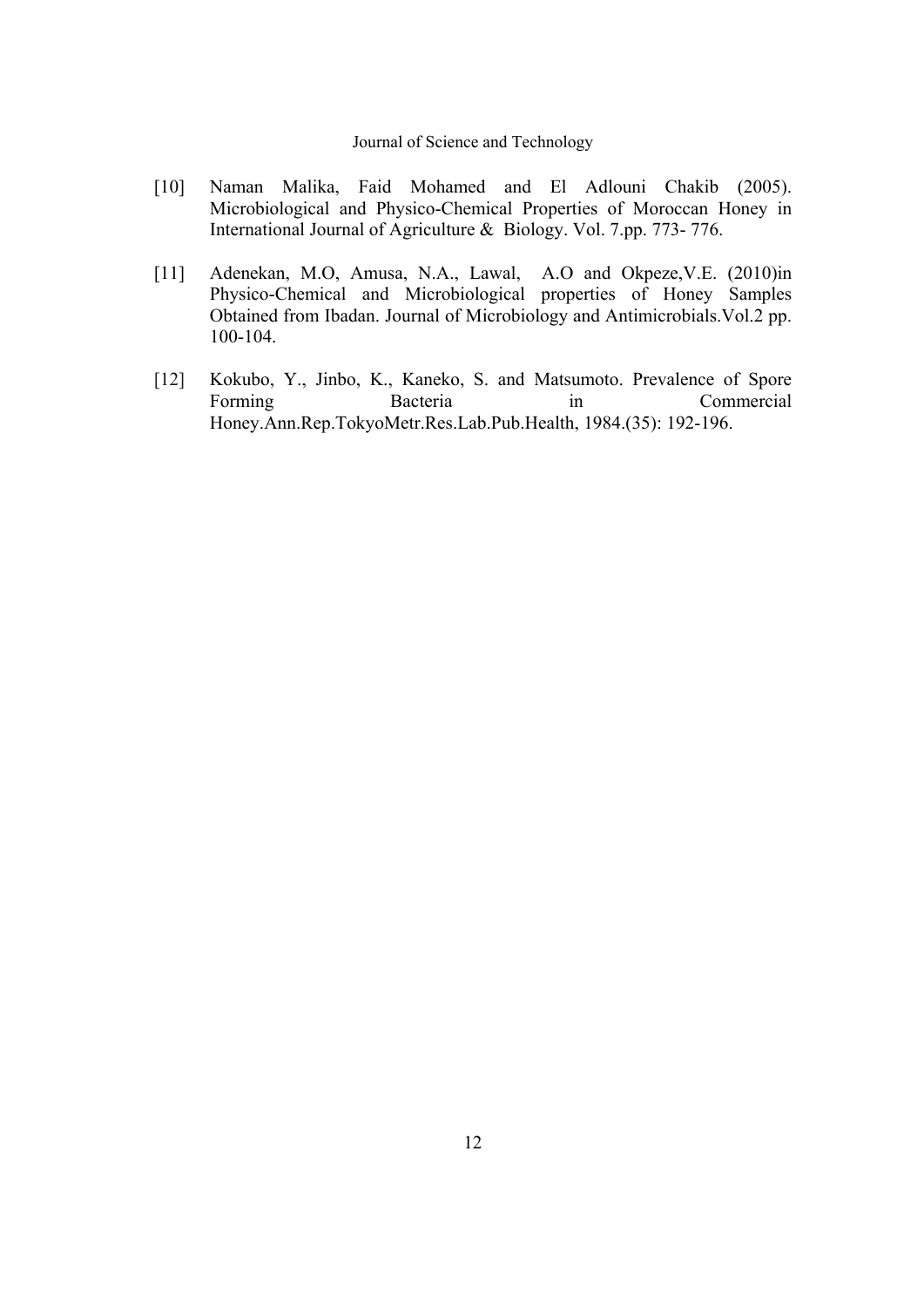[10] Naman Malika, Faid Mohamed and El Adlouni Chakib (2005). Microbiological and Physico-Chemical Properties of Moroccan Honey in International Journal of Agriculture & Biology. Vol. 7.pp. 773- 776.

[11] Adenekan, M.O, Amusa, N.A., Lawal, A.O and Okpeze,V.E. (2010)in Physico-Chemical and Microbiological properties of Honey Samples Obtained from Ibadan. Journal of Microbiology and Antimicrobials.Vol.2 pp. 100-104.

[12] Kokubo, Y., Jinbo, K., Kaneko, S. and Matsumoto. Prevalence of Spore Forming Bacteria in Commercial Honey.Ann.Rep.TokyoMetr.Res.Lab.Pub.Health, 1984.(35): 192-196.